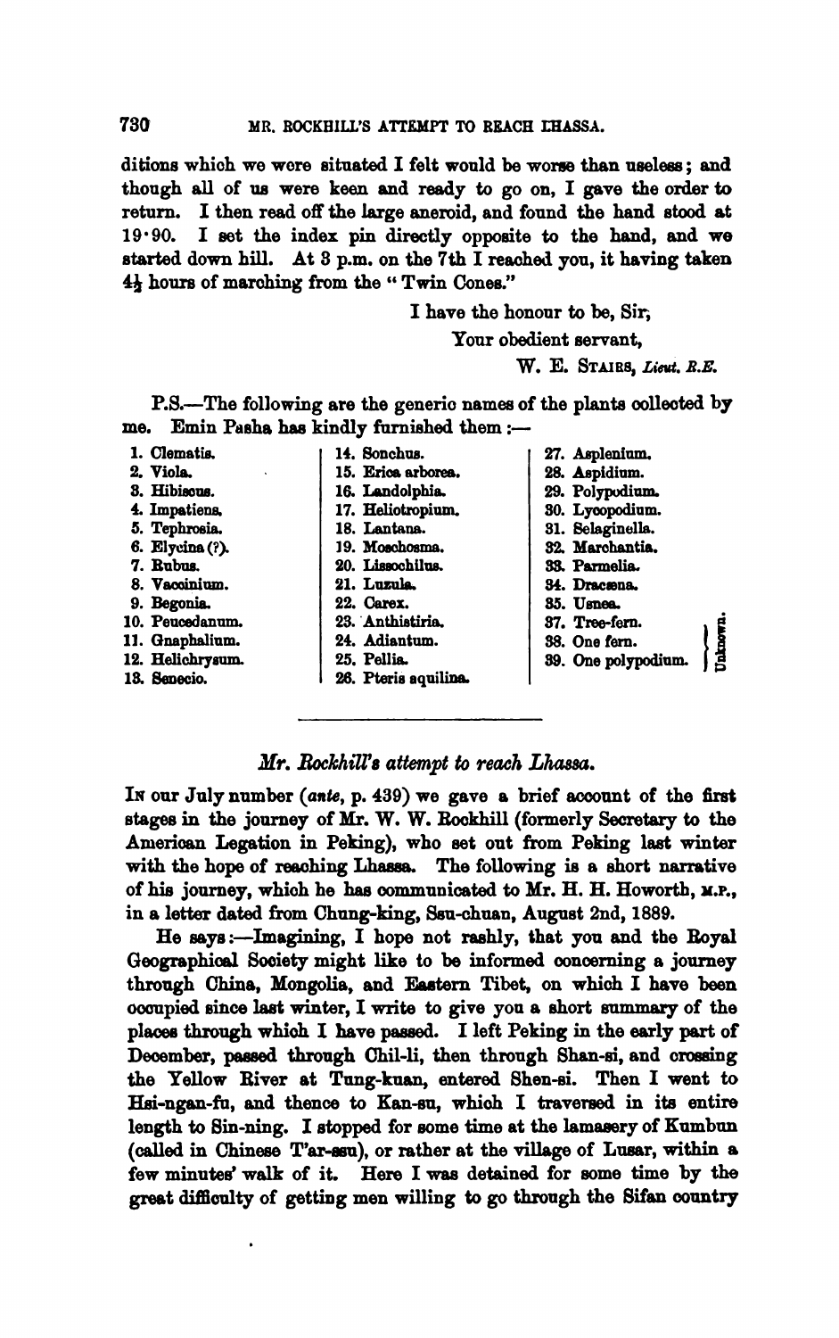ditions which we were situated I felt would be worse than useless; and though all of us were keen and ready to go on, I gave the order to return. I then read off the large aneroid, and found the hand stood at 19·90. I set the index pin directly opposite to the hand, and we started down hill. At 3 p.m. on the 7th I reached you, it having taken 4½ hours of marching from the "Twin Cones."

I have the honour to be, Sir,

Your obedient servant,

W. E. Stairs, *Lieut. R.E.*

P.S.—The following are the generic names of the plants collected by me. Emin Pasha has kindly furnished them:—

1. Clematis.
2. Viola.
3. Hibiscus.
4. Impatiens.
5. Tephrosia.
6. Elycina (?).
7. Rubus.
8. Vaccinium.
9. Begonia.
10. Peucedanum.
11. Gnaphalium.
12. Helichrysum.
13. Senecio.
14. Sonchus.
15. Erica arborea.
16. Landolphia.
17. Heliotropium.
18. Lantana.
19. Moschosma.
20. Lissochilus.
21. Luzula.
22. Carex.
23. Anthistiria.
24. Adiantum.
25. Pellia.
26. Pteris aquilina.
27. Asplenium.
28. Aspidium.
29. Polypodium.
30. Lycopodium.
31. Selaginella.
32. Marchantia.
33. Parmelia.
34. Dracæna.
35. Usnea.
37. Tree-fern. } Unknown.
38. One fern. } Unknown.
39. One polypodium. } Unknown.

---

## *Mr. Rockhill's attempt to reach Lhassa.*

In our July number (*ante*, p. 439) we gave a brief account of the first stages in the journey of Mr. W. W. Rockhill (formerly Secretary to the American Legation in Peking), who set out from Peking last winter with the hope of reaching Lhassa. The following is a short narrative of his journey, which he has communicated to Mr. H. H. Howorth, M.P., in a letter dated from Chung-king, Ssu-chuan, August 2nd, 1889.

He says:—Imagining, I hope not rashly, that you and the Royal Geographical Society might like to be informed concerning a journey through China, Mongolia, and Eastern Tibet, on which I have been occupied since last winter, I write to give you a short summary of the places through which I have passed. I left Peking in the early part of December, passed through Chil-li, then through Shan-si, and crossing the Yellow River at Tung-kuan, entered Shen-si. Then I went to Hsi-ngan-fu, and thence to Kan-su, which I traversed in its entire length to Sin-ning. I stopped for some time at the lamasery of Kumbun (called in Chinese T'ar-ssu), or rather at the village of Lusar, within a few minutes' walk of it. Here I was detained for some time by the great difficulty of getting men willing to go through the Sifan country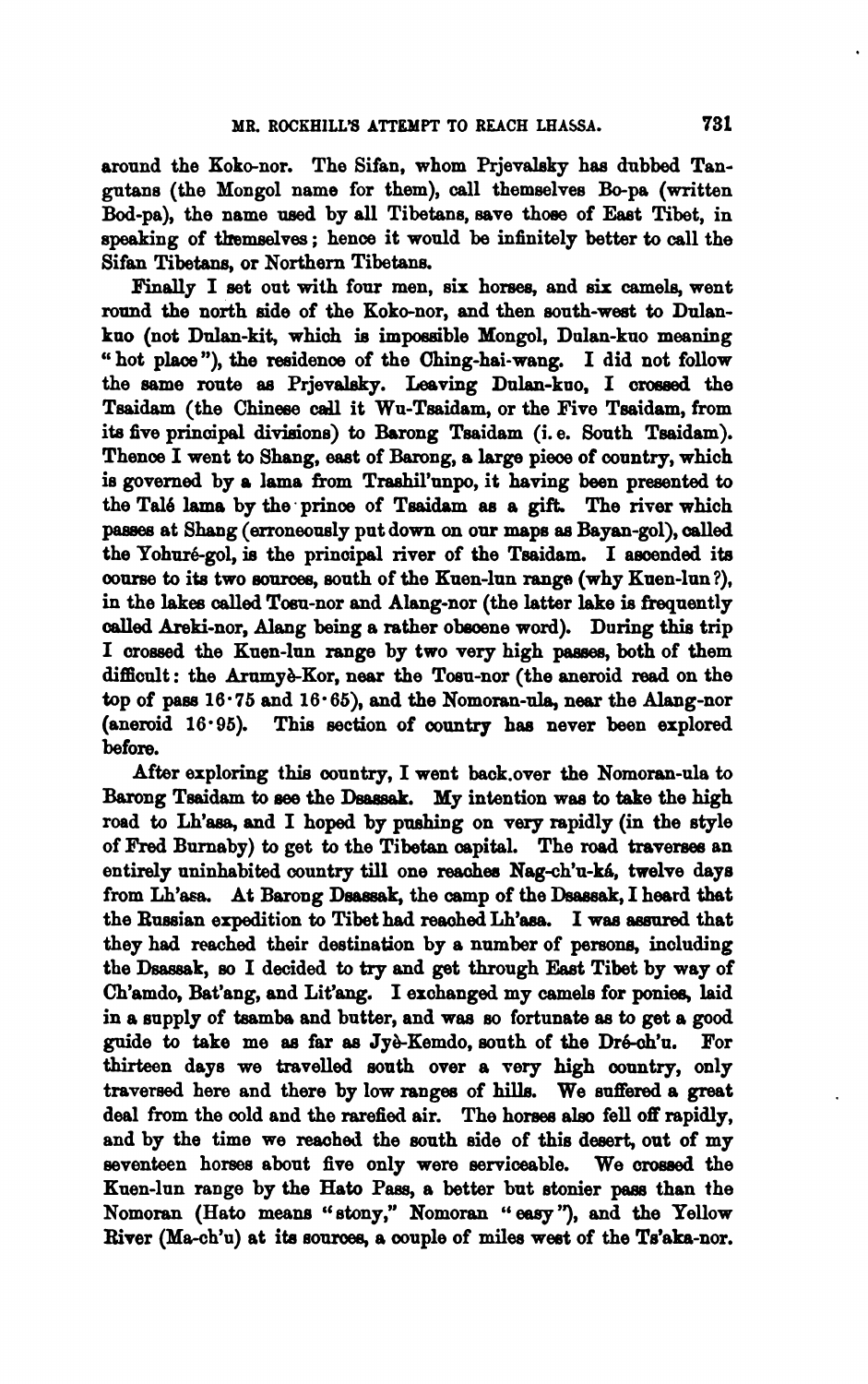around the Koko-nor. The Sifan, whom Prjevalsky has dubbed Tangutans (the Mongol name for them), call themselves Bo-pa (written Bod-pa), the name used by all Tibetans, save those of East Tibet, in speaking of themselves; hence it would be infinitely better to call the Sifan Tibetans, or Northern Tibetans.

Finally I set out with four men, six horses, and six camels, went round the north side of the Koko-nor, and then south-west to Dulan-kuo (not Dulan-kit, which is impossible Mongol, Dulan-kuo meaning "hot place"), the residence of the Ching-hai-wang. I did not follow the same route as Prjevalsky. Leaving Dulan-kuo, I crossed the Tsaidam (the Chinese call it Wu-Tsaidam, or the Five Tsaidam, from its five principal divisions) to Barong Tsaidam (i. e. South Tsaidam). Thence I went to Shang, east of Barong, a large piece of country, which is governed by a lama from Trashil'unpo, it having been presented to the Talé lama by the prince of Tsaidam as a gift. The river which passes at Shang (erroneously put down on our maps as Bayan-gol), called the Yohuré-gol, is the principal river of the Tsaidam. I ascended its course to its two sources, south of the Kuen-lun range (why Kuen-lun?), in the lakes called Tosu-nor and Alang-nor (the latter lake is frequently called Areki-nor, Alang being a rather obscene word). During this trip I crossed the Kuen-lun range by two very high passes, both of them difficult: the Arumyè-Kor, near the Tosu-nor (the aneroid read on the top of pass 16·75 and 16·65), and the Nomoran-ula, near the Alang-nor (aneroid 16·95). This section of country has never been explored before.

After exploring this country, I went back over the Nomoran-ula to Barong Tsaidam to see the Dsassak. My intention was to take the high road to Lh'asa, and I hoped by pushing on very rapidly (in the style of Fred Burnaby) to get to the Tibetan capital. The road traverses an entirely uninhabited country till one reaches Nag-ch'u-ká, twelve days from Lh'asa. At Barong Dsassak, the camp of the Dsassak, I heard that the Russian expedition to Tibet had reached Lh'asa. I was assured that they had reached their destination by a number of persons, including the Dsassak, so I decided to try and get through East Tibet by way of Ch'amdo, Bat'ang, and Lit'ang. I exchanged my camels for ponies, laid in a supply of tsamba and butter, and was so fortunate as to get a good guide to take me as far as Jyè-Kemdo, south of the Dré-ch'u. For thirteen days we travelled south over a very high country, only traversed here and there by low ranges of hills. We suffered a great deal from the cold and the rarefied air. The horses also fell off rapidly, and by the time we reached the south side of this desert, out of my seventeen horses about five only were serviceable. We crossed the Kuen-lun range by the Hato Pass, a better but stonier pass than the Nomoran (Hato means "stony," Nomoran "easy"), and the Yellow River (Ma-ch'u) at its sources, a couple of miles west of the Ts'aka-nor.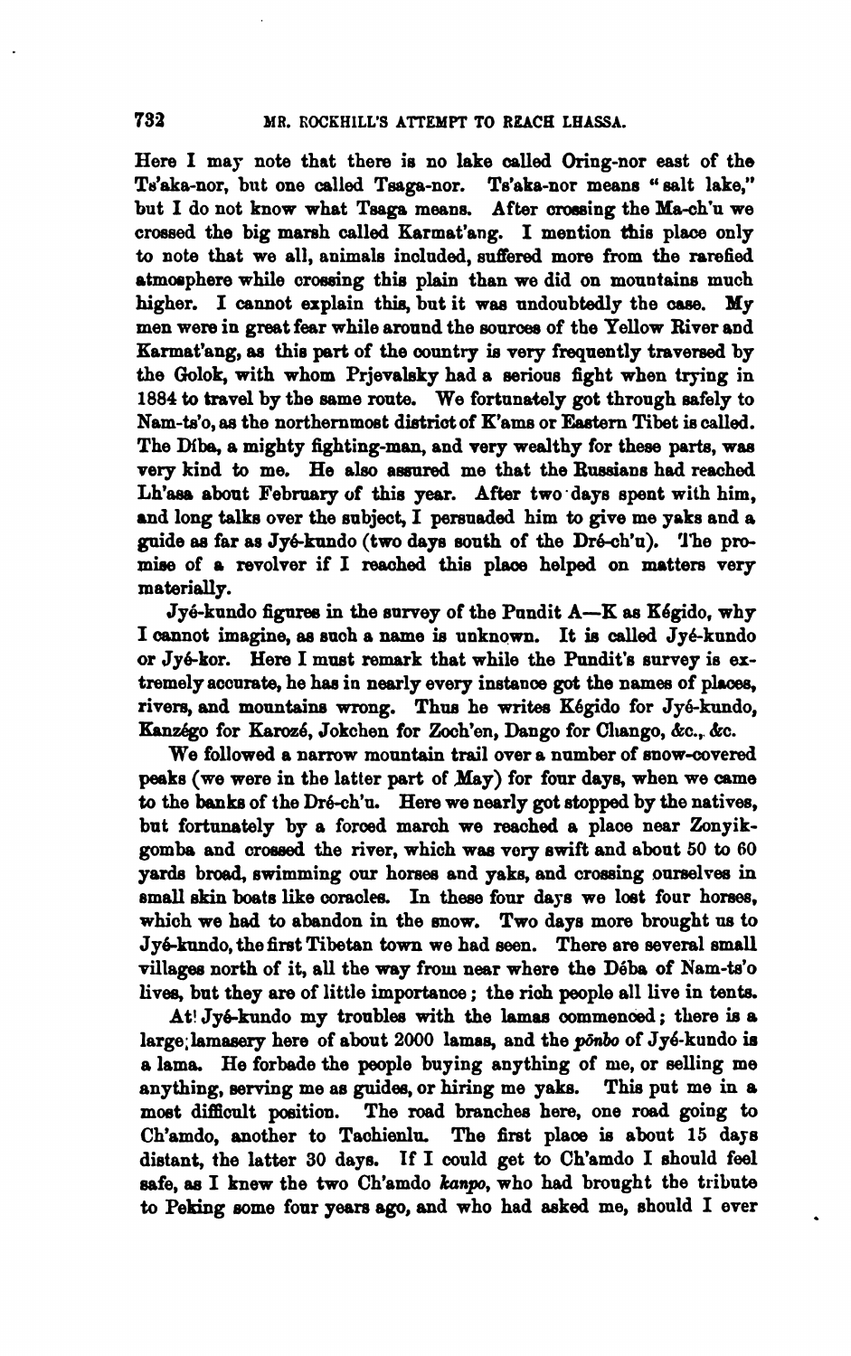Here I may note that there is no lake called Oring-nor east of the Ts'aka-nor, but one called Tsaga-nor. Ts'aka-nor means "salt lake," but I do not know what Tsaga means. After crossing the Ma-ch'u we crossed the big marsh called Karmat'ang. I mention this place only to note that we all, animals included, suffered more from the rarefied atmosphere while crossing this plain than we did on mountains much higher. I cannot explain this, but it was undoubtedly the case. My men were in great fear while around the sources of the Yellow River and Karmat'ang, as this part of the country is very frequently traversed by the Golok, with whom Prjevalsky had a serious fight when trying in 1884 to travel by the same route. We fortunately got through safely to Nam-ts'o, as the northernmost district of K'ams or Eastern Tibet is called. The Díba, a mighty fighting-man, and very wealthy for these parts, was very kind to me. He also assured me that the Russians had reached Lh'asa about February of this year. After two days spent with him, and long talks over the subject, I persuaded him to give me yaks and a guide as far as Jyé-kundo (two days south of the Dré-ch'u). The promise of a revolver if I reached this place helped on matters very materially.

Jyé-kundo figures in the survey of the Pundit A—K as Kégido, why I cannot imagine, as such a name is unknown. It is called Jyé-kundo or Jyé-kor. Here I must remark that while the Pundit's survey is extremely accurate, he has in nearly every instance got the names of places, rivers, and mountains wrong. Thus he writes Kégido for Jyé-kundo, Kanzégo for Karozé, Jokchen for Zoch'en, Dango for Chango, &c., &c.

We followed a narrow mountain trail over a number of snow-covered peaks (we were in the latter part of May) for four days, when we came to the banks of the Dré-ch'u. Here we nearly got stopped by the natives, but fortunately by a forced march we reached a place near Zonyik-gomba and crossed the river, which was very swift and about 50 to 60 yards broad, swimming our horses and yaks, and crossing ourselves in small skin boats like coracles. In these four days we lost four horses, which we had to abandon in the snow. Two days more brought us to Jyé-kundo, the first Tibetan town we had seen. There are several small villages north of it, all the way from near where the Déba of Nam-ts'o lives, but they are of little importance; the rich people all live in tents.

At Jyé-kundo my troubles with the lamas commenced; there is a large lamasery here of about 2000 lamas, and the *pōnbo* of Jyé-kundo is a lama. He forbade the people buying anything of me, or selling me anything, serving me as guides, or hiring me yaks. This put me in a most difficult position. The road branches here, one road going to Ch'amdo, another to Tachienlu. The first place is about 15 days distant, the latter 30 days. If I could get to Ch'amdo I should feel safe, as I knew the two Ch'amdo *kanpo*, who had brought the tribute to Peking some four years ago, and who had asked me, should I ever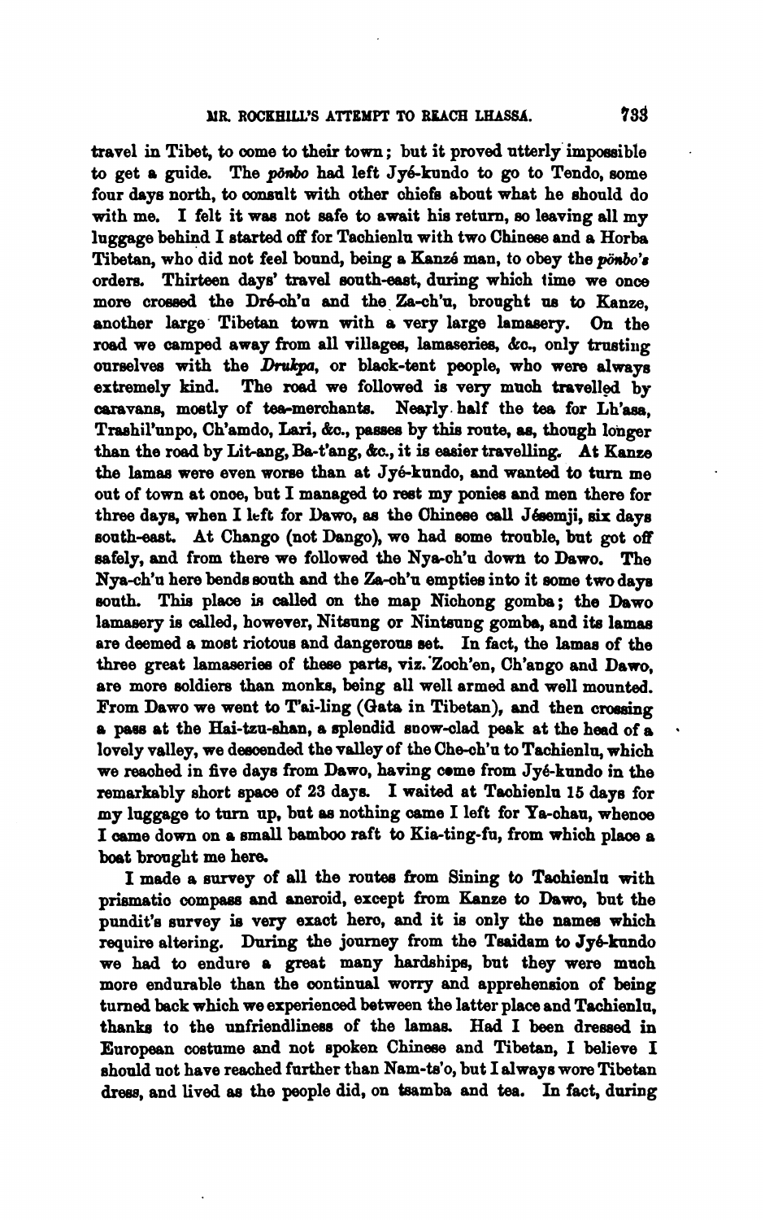travel in Tibet, to come to their town; but it proved utterly impossible to get a guide. The *pönbo* had left Jyé-kundo to go to Tendo, some four days north, to consult with other chiefs about what he should do with me. I felt it was not safe to await his return, so leaving all my luggage behind I started off for Tachienlu with two Chinese and a Horba Tibetan, who did not feel bound, being a Kanzé man, to obey the *pönbo's* orders. Thirteen days' travel south-east, during which time we once more crossed the Dré-ch'u and the Za-ch'u, brought us to Kanze, another large Tibetan town with a very large lamasery. On the road we camped away from all villages, lamaseries, &c., only trusting ourselves with the *Drukpa*, or black-tent people, who were always extremely kind. The road we followed is very much travelled by caravans, mostly of tea-merchants. Nearly half the tea for Lh'asa, Trashil'unpo, Ch'amdo, Lari, &c., passes by this route, as, though longer than the road by Lit-ang, Ba-t'ang, &c., it is easier travelling. At Kanze the lamas were even worse than at Jyé-kundo, and wanted to turn me out of town at once, but I managed to rest my ponies and men there for three days, when I left for Dawo, as the Chinese call Jésemji, six days south-east. At Chango (not Dango), we had some trouble, but got off safely, and from there we followed the Nya-ch'u down to Dawo. The Nya-ch'u here bends south and the Za-ch'u empties into it some two days south. This place is called on the map Nichong gomba; the Dawo lamasery is called, however, Nitsung or Nintsung gomba, and its lamas are deemed a most riotous and dangerous set. In fact, the lamas of the three great lamaseries of these parts, viz. Zoch'en, Ch'ango and Dawo, are more soldiers than monks, being all well armed and well mounted. From Dawo we went to T'ai-ling (Gata in Tibetan), and then crossing a pass at the Hai-tzu-shan, a splendid snow-clad peak at the head of a lovely valley, we descended the valley of the Che-ch'u to Tachienlu, which we reached in five days from Dawo, having come from Jyé-kundo in the remarkably short space of 23 days. I waited at Tachienlu 15 days for my luggage to turn up, but as nothing came I left for Ya-chau, whence I came down on a small bamboo raft to Kia-ting-fu, from which place a boat brought me here.

I made a survey of all the routes from Sining to Tachienlu with prismatic compass and aneroid, except from Kanze to Dawo, but the pundit's survey is very exact here, and it is only the names which require altering. During the journey from the Tsaidam to Jyé-kundo we had to endure a great many hardships, but they were much more endurable than the continual worry and apprehension of being turned back which we experienced between the latter place and Tachienlu, thanks to the unfriendliness of the lamas. Had I been dressed in European costume and not spoken Chinese and Tibetan, I believe I should not have reached further than Nam-ts'o, but I always wore Tibetan dress, and lived as the people did, on tsamba and tea. In fact, during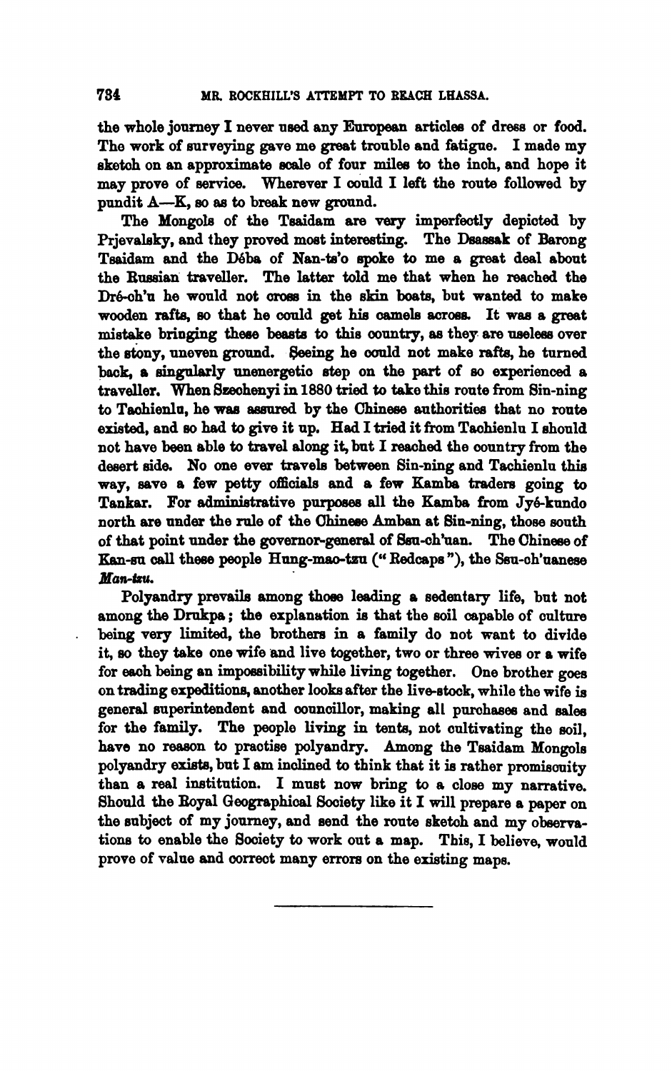the whole journey I never used any European articles of dress or food. The work of surveying gave me great trouble and fatigue. I made my sketch on an approximate scale of four miles to the inch, and hope it may prove of service. Wherever I could I left the route followed by pundit A—K, so as to break new ground.

The Mongols of the Tsaidam are very imperfectly depicted by Prjevalsky, and they proved most interesting. The Dsassak of Barong Tsaidam and the Déba of Nan-ts'o spoke to me a great deal about the Russian traveller. The latter told me that when he reached the Dré-ch'u he would not cross in the skin boats, but wanted to make wooden rafts, so that he could get his camels across. It was a great mistake bringing these beasts to this country, as they are useless over the stony, uneven ground. Seeing he could not make rafts, he turned back, a singularly unenergetic step on the part of so experienced a traveller. When Szechenyi in 1880 tried to take this route from Sin-ning to Tachienlu, he was assured by the Chinese authorities that no route existed, and so had to give it up. Had I tried it from Tachienlu I should not have been able to travel along it, but I reached the country from the desert side. No one ever travels between Sin-ning and Tachienlu this way, save a few petty officials and a few Kamba traders going to Tankar. For administrative purposes all the Kamba from Jyé-kundo north are under the rule of the Chinese Amban at Sin-ning, those south of that point under the governor-general of Ssu-ch'uan. The Chinese of Kan-su call these people Hung-mao-tzu ("Redcaps"), the Ssu-ch'uanese *Man-tzu.*

Polyandry prevails among those leading a sedentary life, but not among the Drukpa; the explanation is that the soil capable of culture being very limited, the brothers in a family do not want to divide it, so they take one wife and live together, two or three wives or a wife for each being an impossibility while living together. One brother goes on trading expeditions, another looks after the live-stock, while the wife is general superintendent and councillor, making all purchases and sales for the family. The people living in tents, not cultivating the soil, have no reason to practise polyandry. Among the Tsaidam Mongols polyandry exists, but I am inclined to think that it is rather promiscuity than a real institution. I must now bring to a close my narrative. Should the Royal Geographical Society like it I will prepare a paper on the subject of my journey, and send the route sketch and my observations to enable the Society to work out a map. This, I believe, would prove of value and correct many errors on the existing maps.